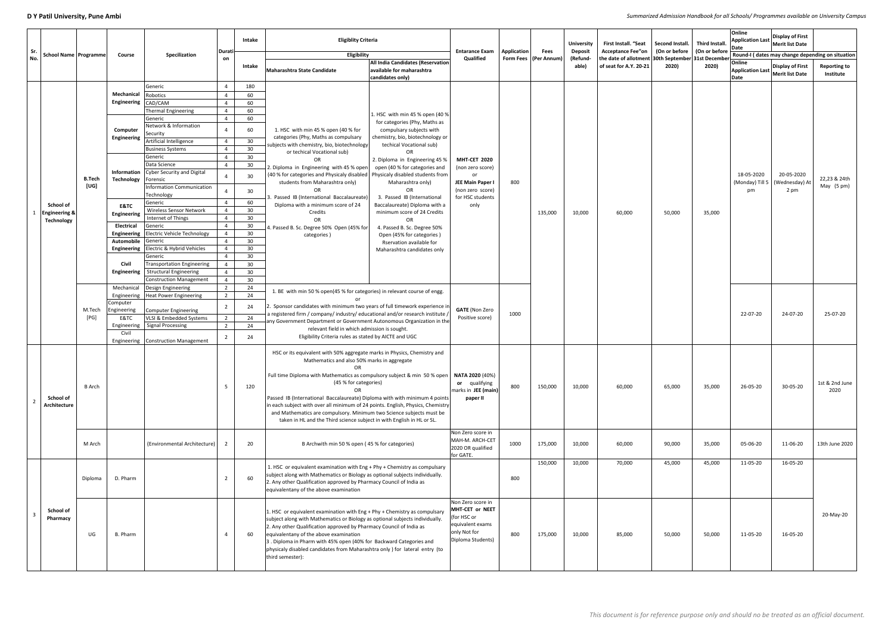**D Y Patil University, Pune Ambi**

*Summarized Admission Handbook for all Schools/ Programmes available on University Campus*

| Sr. No. | School Name | Programme | Course | Specilization | Duration | Intake | Eligiblity Criteria: Maharashtra State Candidate | Eligiblity Criteria: All India Candidates (Reservation available for maharashtra candidates only) | Entarance Exam Qualified | Application Form Fees | Fees (Per Annum) | University Deposit (Refund-able) | First Install. "Seat Acceptance Fee"on the date of allotment of seat for A.Y. 20-21 | Second Install. (On or before 30th September 2020) | Third Install. (On or before 31st December 2020) | Online Application Last Date | Display of First Merit list Date | Reporting to Institute |
|---|---|---|---|---|---|---|---|---|---|---|---|---|---|---|---|---|---|---|
| | | | | | | | | | | | | | | | | Round-I ( dates may change depending on situation | | |
| 1 | School of Engineering & Technology | B.Tech [UG] | Mechanical Engineering | Generic | 4 | 180 | 1. HSC with min 45 % open (40 % for categories (Phy, Maths as compulsary subjects with chemistry, bio, biotechnology or techical Vocational sub) OR 2. Diploma in Engineering with 45 % open (40 % for categories and Physicaly disabled students from Maharashtra only) OR 3. Passed IB (International Baccalaureate) Diploma with a minimum score of 24 Credits OR 4. Passed B. Sc. Degree 50% Open (45% for categories ) | 1. HSC with min 45 % open (40 % for categories (Phy, Maths as compulsary subjects with chemistry, bio, biotechnology or techical Vocational sub) OR 2. Diploma in Engineering 45 % open (40 % for categories and Physicaly disabled students from Maharashtra only) OR 3. Passed IB (International Baccalaureate) Diploma with a minimum score of 24 Credits OR 4. Passed B. Sc. Degree 50% Open (45% for categories ) Rservation available for Maharashtra candidates only | MHT-CET 2020 (non zero score) or JEE Main Paper I (non zero score) for HSC students only | 800 | 135,000 | 10,000 | 60,000 | 50,000 | 35,000 | 18-05-2020 (Monday) Till 5 pm | 20-05-2020 (Wednesday) At 2 pm | 22,23 & 24th May (5 pm) |
| | | | | Robotics | 4 | 60 | | | | | | | | | | | | |
| | | | | CAD/CAM | 4 | 60 | | | | | | | | | | | | |
| | | | | Thermal Engineering | 4 | 60 | | | | | | | | | | | | |
| | | | Computer Engineering | Generic | 4 | 60 | | | | | | | | | | | | |
| | | | | Network & Information Security | 4 | 60 | | | | | | | | | | | | |
| | | | | Artificial Intelligence | 4 | 30 | | | | | | | | | | | | |
| | | | | Business Systems | 4 | 30 | | | | | | | | | | | | |
| | | | Information Technology | Generic | 4 | 30 | | | | | | | | | | | | |
| | | | | Data Science | 4 | 30 | | | | | | | | | | | | |
| | | | | Cyber Security and Digital Forensic | 4 | 30 | | | | | | | | | | | | |
| | | | | Information Communication Technology | 4 | 30 | | | | | | | | | | | | |
| | | | E&TC Engineering | Generic | 4 | 60 | | | | | | | | | | | | |
| | | | | Wireless Sensor Network | 4 | 30 | | | | | | | | | | | | |
| | | | | Internet of Things | 4 | 30 | | | | | | | | | | | | |
| | | | Electrical Engineering | Generic | 4 | 30 | | | | | | | | | | | | |
| | | | | Electric Vehicle Technology | 4 | 30 | | | | | | | | | | | | |
| | | | Automobile Engineering | Generic | 4 | 30 | | | | | | | | | | | | |
| | | | | Electric & Hybrid Vehicles | 4 | 30 | | | | | | | | | | | | |
| | | | Civil Engineering | Generic | 4 | 30 | | | | | | | | | | | | |
| | | | | Transportation Engineering | 4 | 30 | | | | | | | | | | | | |
| | | | | Structural Engineering | 4 | 30 | | | | | | | | | | | | |
| | | | | Construction Management | 4 | 30 | | | | | | | | | | | | |
| | | M.Tech [PG] | Mechanical Engineering | Design Engineering | 2 | 24 | 1. BE with min 50 % open(45 % for categories) in relevant course of engg. or 2. Sponsor candidates with minimum two years of full timework experience in a registered firm / company/ industry/ educational and/or research institute / any Government Department or Government Autonomous Organization in the relevant field in which admission is sought. Eligibility Criteria rules as stated by AICTE and UGC | | GATE (Non Zero Positive score) | 1000 | | | | | | 22-07-20 | 24-07-20 | 25-07-20 |
| | | | | Heat Power Engineering | 2 | 24 | | | | | | | | | | | | |
| | | | Computer Engineering | Computer Engineering | 2 | 24 | | | | | | | | | | | | |
| | | | E&TC Engineering | VLSI & Embedded Systems | 2 | 24 | | | | | | | | | | | | |
| | | | | Signal Processing | 2 | 24 | | | | | | | | | | | | |
| | | | Civil Engineering | Construction Management | 2 | 24 | | | | | | | | | | | | |
| 2 | School of Architecture | B Arch | | | 5 | 120 | HSC or its equivalent with 50% aggregate marks in Physics, Chemistry and Mathematics and also 50% marks in aggregate OR Full time Diploma with Mathematics as compulsory subject & min 50 % open (45 % for categories) OR Passed IB (International Baccalaureate) Diploma with minimum 4 points in each subject with over all minimum of 24 points. English, Physics, Chemistry and Mathematics are compulsory. Minimum two Science subjects must be taken in HL and the Third science subject in with English in HL or SL. | | NATA 2020 (40%) or qualifying marks in JEE (main) paper II | 800 | 150,000 | 10,000 | 60,000 | 65,000 | 35,000 | 26-05-20 | 30-05-20 | 1st & 2nd June 2020 |
| | | M Arch | | (Environmental Architecture) | 2 | 20 | B Archwith min 50 % open ( 45 % for categories) | | Non Zero score in MAH-M. ARCH-CET 2020 OR qualified for GATE. | 1000 | 175,000 | 10,000 | 60,000 | 90,000 | 35,000 | 05-06-20 | 11-06-20 | 13th June 2020 |
| 3 | School of Pharmacy | Diploma | D. Pharm | | 2 | 60 | 1. HSC or equivalent examination with Eng + Phy + Chemistry as compulsary subject along with Mathematics or Biology as optional subjects individually. 2. Any other Qualification approved by Pharmacy Council of India as equivalentany of the above examination | | | 800 | 150,000 | 10,000 | 70,000 | 45,000 | 45,000 | 11-05-20 | 16-05-20 | 20-May-20 |
| | | UG | B. Pharm | | 4 | 60 | 1. HSC or equivalent examination with Eng + Phy + Chemistry as compulsary subject along with Mathematics or Biology as optional subjects individually. 2. Any other Qualification approved by Pharmacy Council of India as equivalentany of the above examination 3 . Diploma in Pharm with 45% open (40% for Backward Categories and physicaly disabled candidates from Maharashtra only ) for lateral entry (to third semester): | | Non Zero score in MHT-CET or NEET (for HSC or equivalent exams only Not for Diploma Students) | 800 | 175,000 | 10,000 | 85,000 | 50,000 | 50,000 | 11-05-20 | 16-05-20 | |

*This document is for reference purpose only and should no be treated as an official document.*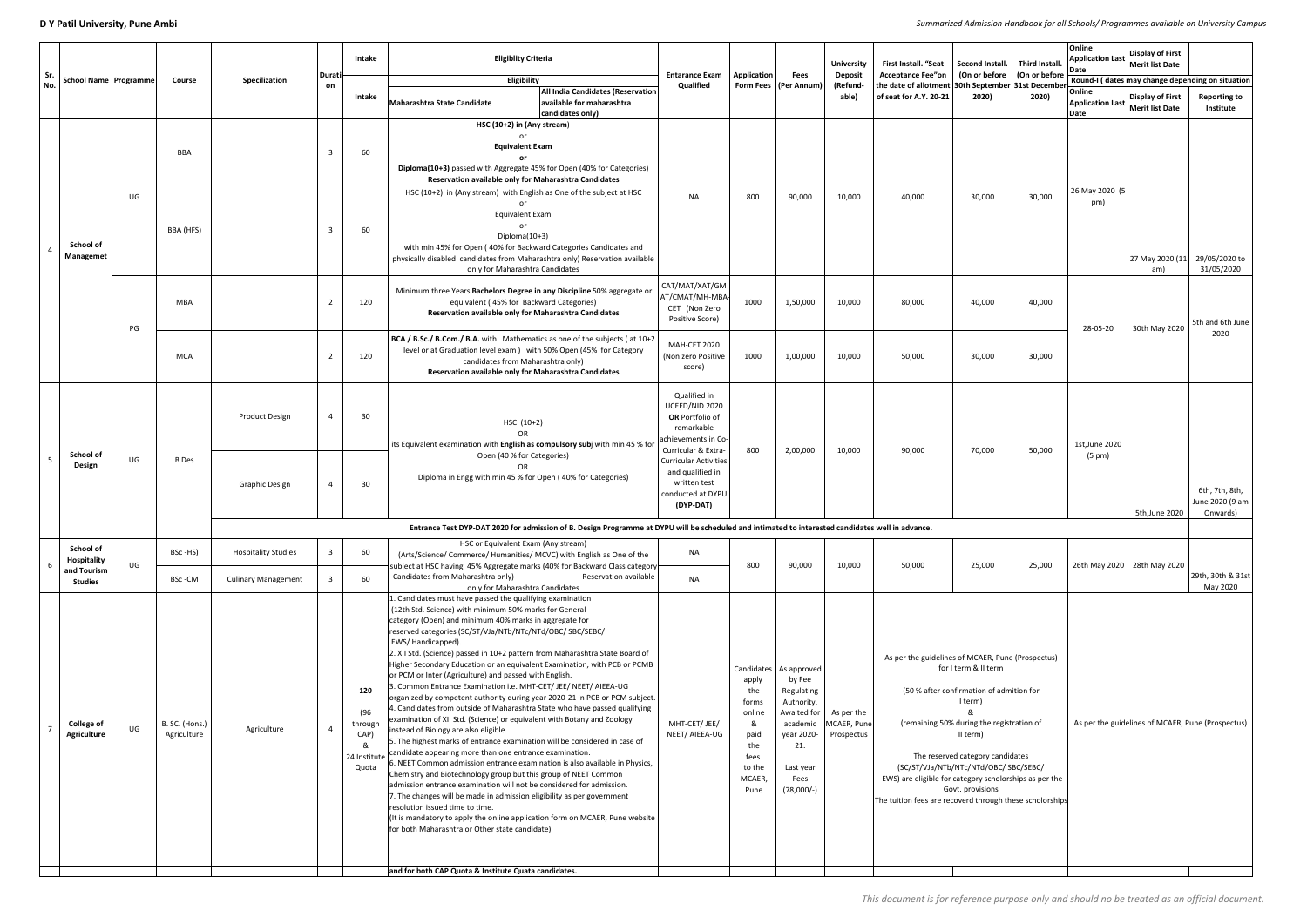| Sr. No. | School Name | Programme | Course | Specilization | Duration | Intake | Eligiblity Criteria | | Entarance Exam Qualified | Application Form Fees | Fees (Per Annum) | University Deposit (Refund-able) | First Install. "Seat Acceptance Fee"on the date of allotment of seat for A.Y. 20-21 | Second Install. (On or before 30th September 2020) | Third Install. (On or before 31st December 2020) | Online Application Last Date | Display of First Merit list Date | Reporting to Institute |
|---|---|---|---|---|---|---|---|---|---|---|---|---|---|---|---|---|---|---|
| | | | | | | Intake | Eligibility | | | | | | | | | Round-I ( dates may change depending on situation | | |
| | | | | | | | Maharashtra State Candidate | All India Candidates (Reservation available for maharashtra candidates only) | | | | | | | | Online Application Last Date | Display of First Merit list Date | Reporting to Institute |
| 4 | School of Managemet | UG | BBA | | 3 | 60 | HSC (10+2) in (Any stream) or Equivalent Exam or Diploma(10+3) passed with Aggregate 45% for Open (40% for Categories) Reservation available only for Maharashtra Candidates | | NA | 800 | 90,000 | 10,000 | 40,000 | 30,000 | 30,000 | 26 May 2020 (5 pm) | 27 May 2020 (11 am) | 29/05/2020 to 31/05/2020 |
| | | | BBA (HFS) | | 3 | 60 | HSC (10+2) in (Any stream) with English as One of the subject at HSC or Equivalent Exam or Diploma(10+3) with min 45% for Open ( 40% for Backward Categories Candidates and physically disabled candidates from Maharashtra only) Reservation available only for Maharashtra Candidates | | | | | | | | | | | |
| | | PG | MBA | | 2 | 120 | Minimum three Years Bachelors Degree in any Discipline 50% aggregate or equivalent ( 45% for Backward Categories) Reservation available only for Maharashtra Candidates | | CAT/MAT/XAT/GMAT/CMAT/MH-MBA-CET (Non Zero Positive Score) | 1000 | 1,50,000 | 10,000 | 80,000 | 40,000 | 40,000 | 28-05-20 | 30th May 2020 | 5th and 6th June 2020 |
| | | | MCA | | 2 | 120 | BCA / B.Sc./ B.Com./ B.A. with Mathematics as one of the subjects ( at 10+2 level or at Graduation level exam ) with 50% Open (45% for Category candidates from Maharashtra only) Reservation available only for Maharashtra Candidates | | MAH-CET 2020 (Non zero Positive score) | 1000 | 1,00,000 | 10,000 | 50,000 | 30,000 | 30,000 | | | |
| 5 | School of Design | UG | B Des | Product Design | 4 | 30 | HSC (10+2) OR its Equivalent examination with English as compulsory subj with min 45 % for Open (40 % for Categories) OR Diploma in Engg with min 45 % for Open ( 40% for Categories) | | Qualified in UCEED/NID 2020 OR Portfolio of remarkable achievements in Co-Curricular & Extra-Curricular Activities and qualified in written test conducted at DYPU (DYP-DAT) | 800 | 2,00,000 | 10,000 | 90,000 | 70,000 | 50,000 | 1st,June 2020 (5 pm) | 5th,June 2020 | 6th, 7th, 8th, June 2020 (9 am Onwards) |
| | | | | Graphic Design | 4 | 30 | | | | | | | | | | | | |
| | | | | Entrance Test DYP-DAT 2020 for admission of B. Design Programme at DYPU will be scheduled and intimated to interested candidates well in advance. | | | | | | | | | | | | | | |
| 6 | School of Hospitality and Tourism Studies | UG | BSc -HS) | Hospitality Studies | 3 | 60 | HSC or Equivalent Exam (Any stream) (Arts/Science/ Commerce/ Humanities/ MCVC) with English as One of the subject at HSC having 45% Aggregate marks (40% for Backward Class category Candidates from Maharashtra only) Reservation available only for Maharashtra Candidates | | NA | 800 | 90,000 | 10,000 | 50,000 | 25,000 | 25,000 | 26th May 2020 | 28th May 2020 | 29th, 30th & 31st May 2020 |
| | | | BSc -CM | Culinary Management | 3 | 60 | | | NA | | | | | | | | | |
| 7 | College of Agriculture | UG | B. SC. (Hons.) Agriculture | Agriculture | 4 | 120 (96 through CAP) & 24 Institute Quota | 1. Candidates must have passed the qualifying examination (12th Std. Science) with minimum 50% marks for General category (Open) and minimum 40% marks in aggregate for reserved categories (SC/ST/VJa/NTb/NTc/NTd/OBC/ SBC/SEBC/ EWS/ Handicapped). 2. XII Std. (Science) passed in 10+2 pattern from Maharashtra State Board of Higher Secondary Education or an equivalent Examination, with PCB or PCMB or PCM or Inter (Agriculture) and passed with English. 3. Common Entrance Examination i.e. MHT-CET/ JEE/ NEET/ AIEEA-UG organized by competent authority during year 2020-21 in PCB or PCM subject. 4. Candidates from outside of Maharashtra State who have passed qualifying examination of XII Std. (Science) or equivalent with Botany and Zoology instead of Biology are also eligible. 5. The highest marks of entrance examination will be considered in case of candidate appearing more than one entrance examination. 6. NEET Common admission entrance examination is also available in Physics, Chemistry and Biotechnology group but this group of NEET Common admission entrance examination will not be considered for admission. 7. The changes will be made in admission eligibility as per government resolution issued time to time. (It is mandatory to apply the online application form on MCAER, Pune website for both Maharashtra or Other state candidate) | | MHT-CET/ JEE/ NEET/ AIEEA-UG | Candidates apply the forms online & paid the fees to the MCAER, Pune | As approved by Fee Regulating Authority. Awaited for academic year 2020-21. Last year Fees (78,000/-) | As per the MCAER, Pune Prospectus | As per the guidelines of MCAER, Pune (Prospectus) for I term & II term (50 % after confirmation of admition for I term) & (remaining 50% during the registration of II term) The reserved category candidates (SC/ST/VJa/NTb/NTc/NTd/OBC/ SBC/SEBC/ EWS) are eligible for category scholorships as per the Govt. provisions The tuition fees are recoverd through these scholorships | | | As per the guidelines of MCAER, Pune (Prospectus) | | |
| | | | | | | | and for both CAP Quota & Institute Quata candidates. | | | | | | | | | | | |

*This document is for reference purpose only and should no be treated as an official document.*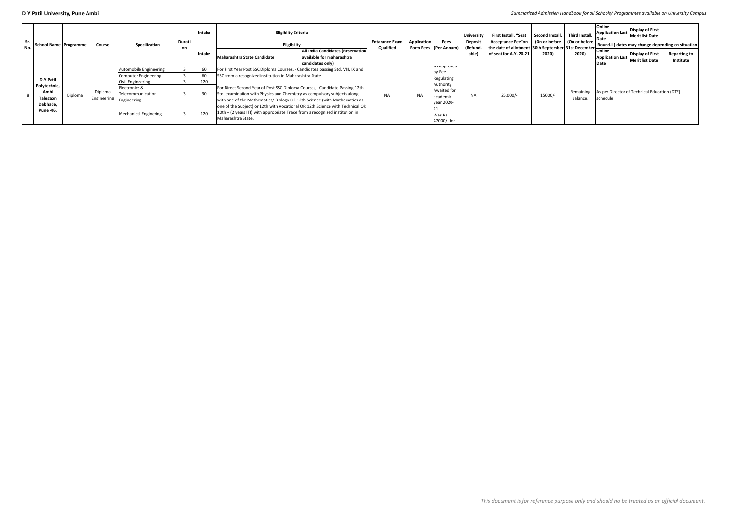| Sr. No. | School Name | Programme | Course | Specilization | Durati on | Intake | Eligiblity Criteria | | Entarance Exam Qualified | Application Form Fees | Fees (Per Annum) | University Deposit (Refund-able) | First Install. "Seat Acceptance Fee"on the date of allotment of seat for A.Y. 20-21 | Second Install. (On or before 30th September 2020) | Third Install. (On or before 31st December 2020) | Online Application Last Date | Display of First Merit list Date | |
|---|---|---|---|---|---|---|---|---|---|---|---|---|---|---|---|---|---|---|
| | | | | | | Intake | Eligibility | | | | | | | | | Round-I ( dates may change depending on situation | | |
| | | | | | | | Maharashtra State Candidate | All India Candidates (Reservation available for maharashtra candidates only) | | | | | | | | Online Application Last Date | Display of First Merit list Date | Reporting to Institute |
| 8 | D.Y.Patil Polytechnic, Ambi Talegaon Dabhade, Pune -06. | Diploma | Diploma Engineering | Automobile Engineering | 3 | 60 | For First Year Post SSC Diploma Courses, - Candidates passing Std. VIII, IX and SSC from a recognized institution in Maharashtra State. For Direct Second Year of Post SSC Diploma Courses, -Candidate Passing 12th Std. examination with Physics and Chemistry as compulsory subjects along with one of the Mathematics/ Biology OR 12th Science (with Mathematics as one of the Subject) or 12th with Vocational OR 12th Science with Technical OR 10th + (2 years ITI) with appropriate Trade from a recognized institution in Maharashtra State. | | NA | NA | As approved by Fee Regulating Authority. Awaited for academic year 2020-21. Was Rs. 47000/- for | NA | 25,000/- | 15000/- | Remaining Balance. | As per Director of Technical Education (DTE) schedule. | | |
| | | | | Computer Engineering | 3 | 60 | | | | | | | | | | | | |
| | | | | Civil Engineering | 3 | 120 | | | | | | | | | | | | |
| | | | | Electronics & Telecommunication Engineering | 3 | 30 | | | | | | | | | | | | |
| | | | | Mechanical Enginering | 3 | 120 | | | | | | | | | | | | |

*This document is for reference purpose only and should no be treated as an official document.*